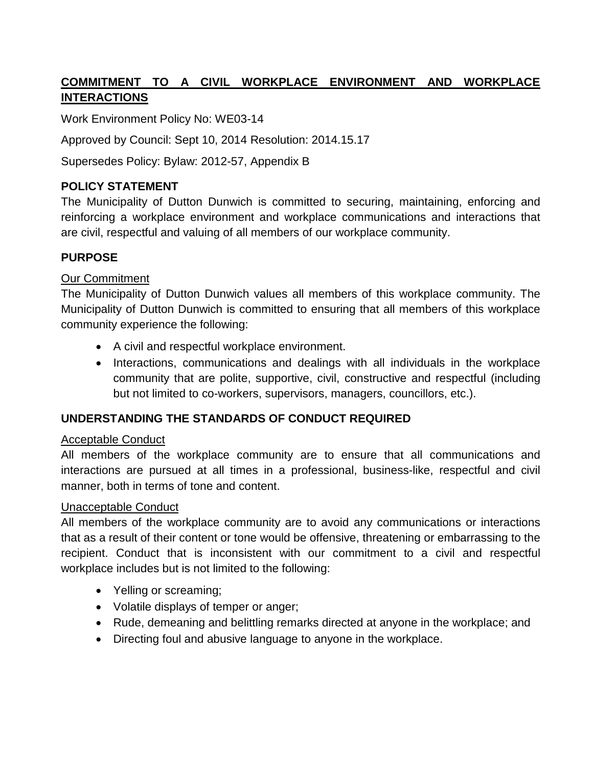# **COMMITMENT TO A CIVIL WORKPLACE ENVIRONMENT AND WORKPLACE INTERACTIONS**

Work Environment Policy No: WE03-14

Approved by Council: Sept 10, 2014 Resolution: 2014.15.17

Supersedes Policy: Bylaw: 2012-57, Appendix B

## **POLICY STATEMENT**

The Municipality of Dutton Dunwich is committed to securing, maintaining, enforcing and reinforcing a workplace environment and workplace communications and interactions that are civil, respectful and valuing of all members of our workplace community.

## **PURPOSE**

### Our Commitment

The Municipality of Dutton Dunwich values all members of this workplace community. The Municipality of Dutton Dunwich is committed to ensuring that all members of this workplace community experience the following:

- A civil and respectful workplace environment.
- Interactions, communications and dealings with all individuals in the workplace community that are polite, supportive, civil, constructive and respectful (including but not limited to co-workers, supervisors, managers, councillors, etc.).

## **UNDERSTANDING THE STANDARDS OF CONDUCT REQUIRED**

### Acceptable Conduct

All members of the workplace community are to ensure that all communications and interactions are pursued at all times in a professional, business-like, respectful and civil manner, both in terms of tone and content.

### Unacceptable Conduct

All members of the workplace community are to avoid any communications or interactions that as a result of their content or tone would be offensive, threatening or embarrassing to the recipient. Conduct that is inconsistent with our commitment to a civil and respectful workplace includes but is not limited to the following:

- Yelling or screaming;
- Volatile displays of temper or anger;
- Rude, demeaning and belittling remarks directed at anyone in the workplace; and
- Directing foul and abusive language to anyone in the workplace.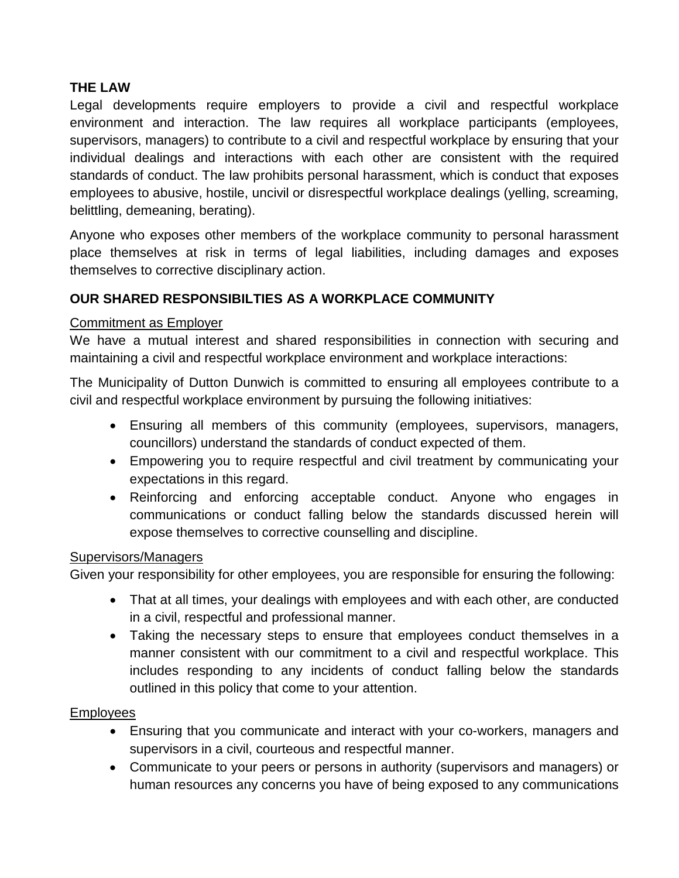**THE LAW**

Legal developments require employers to provide a civil and respectful workplace environment and interaction. The law requires all workplace participants (employees, supervisors, managers) to contribute to a civil and respectful workplace by ensuring that your individual dealings and interactions with each other are consistent with the required standards of conduct. The law prohibits personal harassment, which is conduct that exposes employees to abusive, hostile, uncivil or disrespectful workplace dealings (yelling, screaming, belittling, demeaning, berating).

Anyone who exposes other members of the workplace community to personal harassment place themselves at risk in terms of legal liabilities, including damages and exposes themselves to corrective disciplinary action.

**OUR SHARED RESPONSIBILTIES AS A WORKPLACE COMMUNITY**

<u>Commitment as Employer</u>

We have a mutual interest and shared responsibilities in connection with securing and maintaining a civil and respectful workplace environment and workplace interactions:

The Municipality of Dutton Dunwich is committed to ensuring all employees contribute to a civil and respectful workplace environment by pursuing the following initiatives:

- Ensuring all members of this community (employees, supervisors, managers, councillors) understand the standards of conduct expected of them.
- Empowering you to require respectful and civil treatment by communicating your expectations in this regard.
- Reinforcing and enforcing acceptable conduct. Anyone who engages in communications or conduct falling below the standards discussed herein will expose themselves to corrective counselling and discipline.

<u>Supervisors/Managers</u>

Given your responsibility for other employees, you are responsible for ensuring the following:

- That at all times, your dealings with employees and with each other, are conducted in a civil, respectful and professional manner.
- Taking the necessary steps to ensure that employees conduct themselves in a manner consistent with our commitment to a civil and respectful workplace. This includes responding to any incidents of conduct falling below the standards outlined in this policy that come to your attention.

<u>Employees</u>

- Ensuring that you communicate and interact with your co-workers, managers and supervisors in a civil, courteous and respectful manner.
- Communicate to your peers or persons in authority (supervisors and managers) or human resources any concerns you have of being exposed to any communications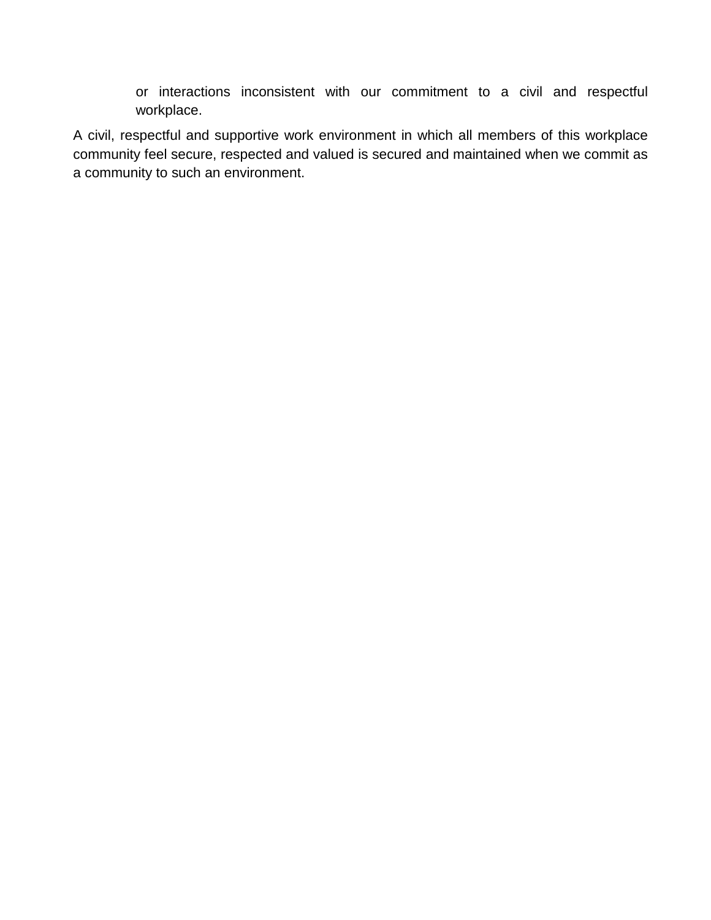or interactions inconsistent with our commitment to a civil and respectful workplace.

A civil, respectful and supportive work environment in which all members of this workplace community feel secure, respected and valued is secured and maintained when we commit as a community to such an environment.